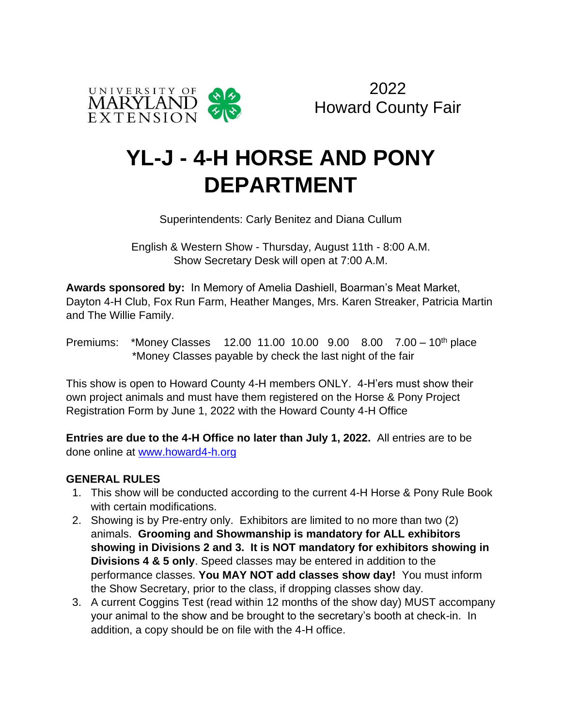2022
Howard County Fair

# YL-J - 4-H HORSE AND PONY DEPARTMENT

Superintendents: Carly Benitez and Diana Cullum

English & Western Show - Thursday, August 11th - 8:00 A.M.
Show Secretary Desk will open at 7:00 A.M.

**Awards sponsored by:** In Memory of Amelia Dashiell, Boarman's Meat Market, Dayton 4-H Club, Fox Run Farm, Heather Manges, Mrs. Karen Streaker, Patricia Martin and The Willie Family.

Premiums: *Money Classes 12.00 11.00 10.00 9.00 8.00 7.00 – 10th place
*Money Classes payable by check the last night of the fair

This show is open to Howard County 4-H members ONLY. 4-H'ers must show their own project animals and must have them registered on the Horse & Pony Project Registration Form by June 1, 2022 with the Howard County 4-H Office

**Entries are due to the 4-H Office no later than July 1, 2022.** All entries are to be done online at www.howard4-h.org

## GENERAL RULES

1. This show will be conducted according to the current 4-H Horse & Pony Rule Book with certain modifications.
2. Showing is by Pre-entry only. Exhibitors are limited to no more than two (2) animals. **Grooming and Showmanship is mandatory for ALL exhibitors showing in Divisions 2 and 3. It is NOT mandatory for exhibitors showing in Divisions 4 & 5 only**. Speed classes may be entered in addition to the performance classes. **You MAY NOT add classes show day!** You must inform the Show Secretary, prior to the class, if dropping classes show day.
3. A current Coggins Test (read within 12 months of the show day) MUST accompany your animal to the show and be brought to the secretary's booth at check-in. In addition, a copy should be on file with the 4-H office.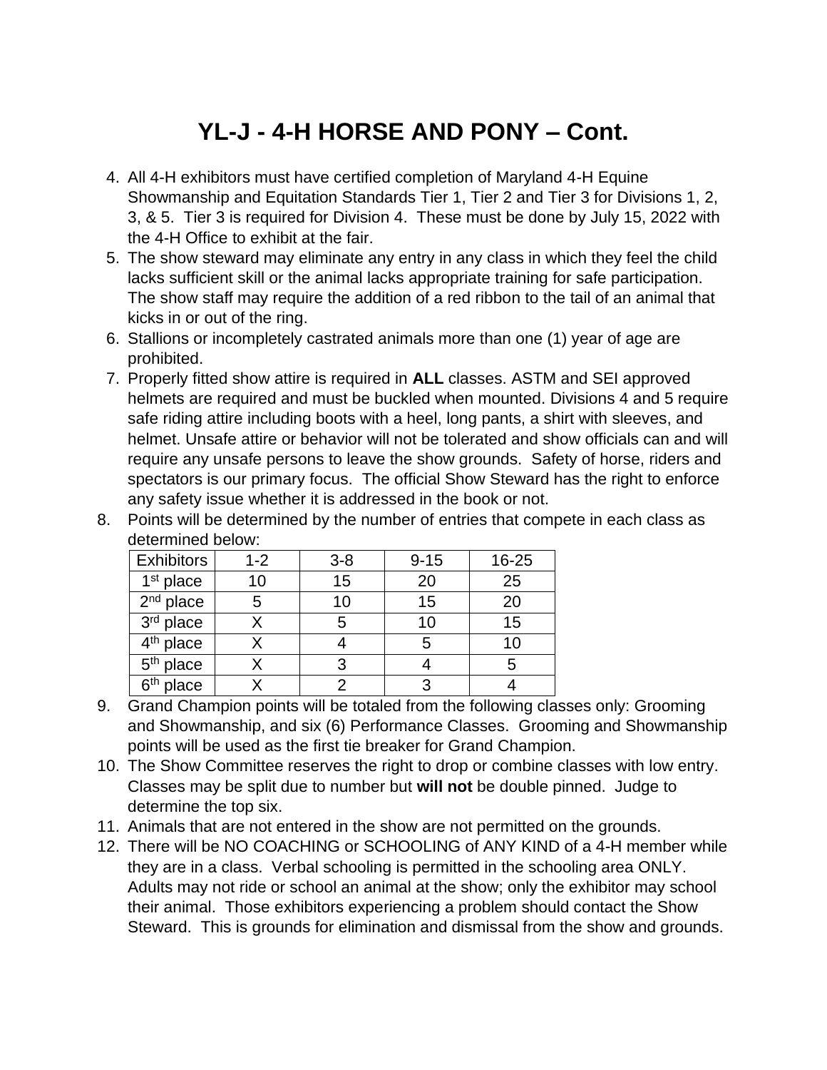# YL-J - 4-H HORSE AND PONY – Cont.

4. All 4-H exhibitors must have certified completion of Maryland 4-H Equine Showmanship and Equitation Standards Tier 1, Tier 2 and Tier 3 for Divisions 1, 2, 3, & 5. Tier 3 is required for Division 4. These must be done by July 15, 2022 with the 4-H Office to exhibit at the fair.
5. The show steward may eliminate any entry in any class in which they feel the child lacks sufficient skill or the animal lacks appropriate training for safe participation. The show staff may require the addition of a red ribbon to the tail of an animal that kicks in or out of the ring.
6. Stallions or incompletely castrated animals more than one (1) year of age are prohibited.
7. Properly fitted show attire is required in **ALL** classes. ASTM and SEI approved helmets are required and must be buckled when mounted. Divisions 4 and 5 require safe riding attire including boots with a heel, long pants, a shirt with sleeves, and helmet. Unsafe attire or behavior will not be tolerated and show officials can and will require any unsafe persons to leave the show grounds. Safety of horse, riders and spectators is our primary focus. The official Show Steward has the right to enforce any safety issue whether it is addressed in the book or not.
8. Points will be determined by the number of entries that compete in each class as determined below:

| Exhibitors | 1-2 | 3-8 | 9-15 | 16-25 |
|---|---|---|---|---|
| 1st place | 10 | 15 | 20 | 25 |
| 2nd place | 5 | 10 | 15 | 20 |
| 3rd place | X | 5 | 10 | 15 |
| 4th place | X | 4 | 5 | 10 |
| 5th place | X | 3 | 4 | 5 |
| 6th place | X | 2 | 3 | 4 |

9. Grand Champion points will be totaled from the following classes only: Grooming and Showmanship, and six (6) Performance Classes. Grooming and Showmanship points will be used as the first tie breaker for Grand Champion.
10. The Show Committee reserves the right to drop or combine classes with low entry. Classes may be split due to number but **will not** be double pinned. Judge to determine the top six.
11. Animals that are not entered in the show are not permitted on the grounds.
12. There will be NO COACHING or SCHOOLING of ANY KIND of a 4-H member while they are in a class. Verbal schooling is permitted in the schooling area ONLY. Adults may not ride or school an animal at the show; only the exhibitor may school their animal. Those exhibitors experiencing a problem should contact the Show Steward. This is grounds for elimination and dismissal from the show and grounds.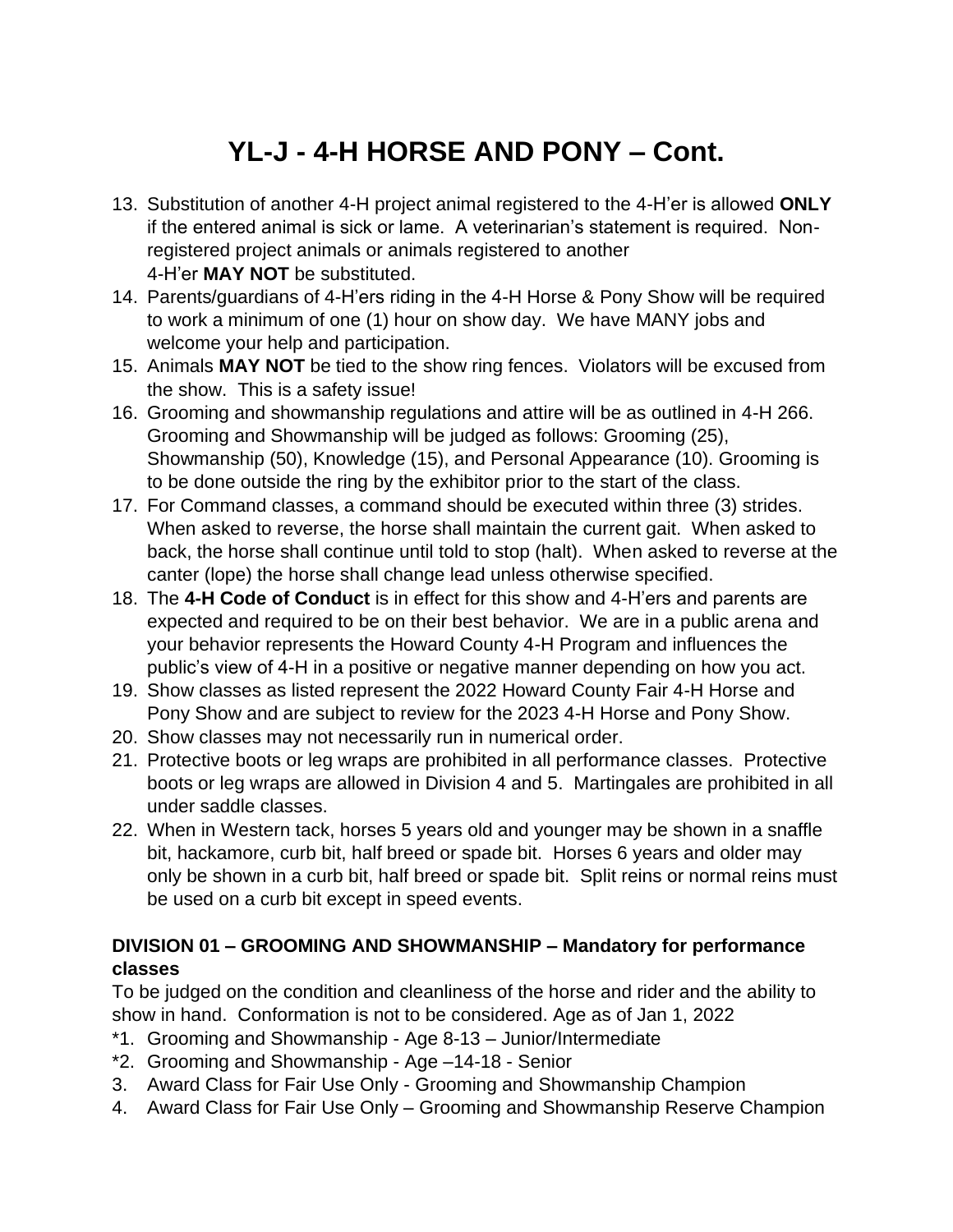# YL-J - 4-H HORSE AND PONY – Cont.

13. Substitution of another 4-H project animal registered to the 4-H'er is allowed **ONLY** if the entered animal is sick or lame. A veterinarian's statement is required. Non-registered project animals or animals registered to another 4-H'er **MAY NOT** be substituted.
14. Parents/guardians of 4-H'ers riding in the 4-H Horse & Pony Show will be required to work a minimum of one (1) hour on show day. We have MANY jobs and welcome your help and participation.
15. Animals **MAY NOT** be tied to the show ring fences. Violators will be excused from the show. This is a safety issue!
16. Grooming and showmanship regulations and attire will be as outlined in 4-H 266. Grooming and Showmanship will be judged as follows: Grooming (25), Showmanship (50), Knowledge (15), and Personal Appearance (10). Grooming is to be done outside the ring by the exhibitor prior to the start of the class.
17. For Command classes, a command should be executed within three (3) strides. When asked to reverse, the horse shall maintain the current gait. When asked to back, the horse shall continue until told to stop (halt). When asked to reverse at the canter (lope) the horse shall change lead unless otherwise specified.
18. The **4-H Code of Conduct** is in effect for this show and 4-H'ers and parents are expected and required to be on their best behavior. We are in a public arena and your behavior represents the Howard County 4-H Program and influences the public's view of 4-H in a positive or negative manner depending on how you act.
19. Show classes as listed represent the 2022 Howard County Fair 4-H Horse and Pony Show and are subject to review for the 2023 4-H Horse and Pony Show.
20. Show classes may not necessarily run in numerical order.
21. Protective boots or leg wraps are prohibited in all performance classes. Protective boots or leg wraps are allowed in Division 4 and 5. Martingales are prohibited in all under saddle classes.
22. When in Western tack, horses 5 years old and younger may be shown in a snaffle bit, hackamore, curb bit, half breed or spade bit. Horses 6 years and older may only be shown in a curb bit, half breed or spade bit. Split reins or normal reins must be used on a curb bit except in speed events.

**DIVISION 01 – GROOMING AND SHOWMANSHIP – Mandatory for performance classes**

To be judged on the condition and cleanliness of the horse and rider and the ability to show in hand. Conformation is not to be considered. Age as of Jan 1, 2022

*1. Grooming and Showmanship - Age 8-13 – Junior/Intermediate
*2. Grooming and Showmanship - Age –14-18 - Senior
3. Award Class for Fair Use Only - Grooming and Showmanship Champion
4. Award Class for Fair Use Only – Grooming and Showmanship Reserve Champion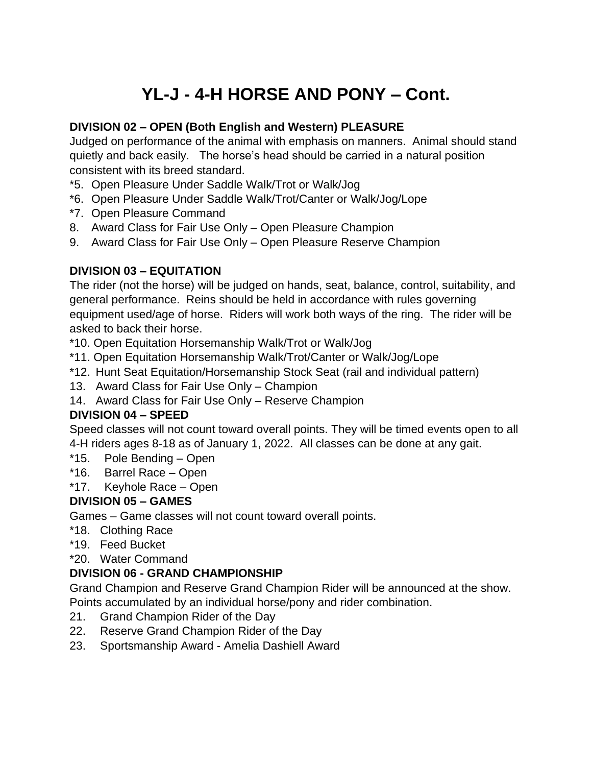# YL-J - 4-H HORSE AND PONY – Cont.

**DIVISION 02 – OPEN (Both English and Western) PLEASURE**

Judged on performance of the animal with emphasis on manners. Animal should stand quietly and back easily. The horse's head should be carried in a natural position consistent with its breed standard.

*5. Open Pleasure Under Saddle Walk/Trot or Walk/Jog
*6. Open Pleasure Under Saddle Walk/Trot/Canter or Walk/Jog/Lope
*7. Open Pleasure Command
8. Award Class for Fair Use Only – Open Pleasure Champion
9. Award Class for Fair Use Only – Open Pleasure Reserve Champion

**DIVISION 03 – EQUITATION**

The rider (not the horse) will be judged on hands, seat, balance, control, suitability, and general performance. Reins should be held in accordance with rules governing equipment used/age of horse. Riders will work both ways of the ring. The rider will be asked to back their horse.

*10. Open Equitation Horsemanship Walk/Trot or Walk/Jog
*11. Open Equitation Horsemanship Walk/Trot/Canter or Walk/Jog/Lope
*12. Hunt Seat Equitation/Horsemanship Stock Seat (rail and individual pattern)
13. Award Class for Fair Use Only – Champion
14. Award Class for Fair Use Only – Reserve Champion

**DIVISION 04 – SPEED**

Speed classes will not count toward overall points. They will be timed events open to all 4-H riders ages 8-18 as of January 1, 2022. All classes can be done at any gait.

*15. Pole Bending – Open
*16. Barrel Race – Open
*17. Keyhole Race – Open

**DIVISION 05 – GAMES**

Games – Game classes will not count toward overall points.

*18. Clothing Race
*19. Feed Bucket
*20. Water Command

**DIVISION 06 - GRAND CHAMPIONSHIP**

Grand Champion and Reserve Grand Champion Rider will be announced at the show. Points accumulated by an individual horse/pony and rider combination.

21. Grand Champion Rider of the Day
22. Reserve Grand Champion Rider of the Day
23. Sportsmanship Award - Amelia Dashiell Award